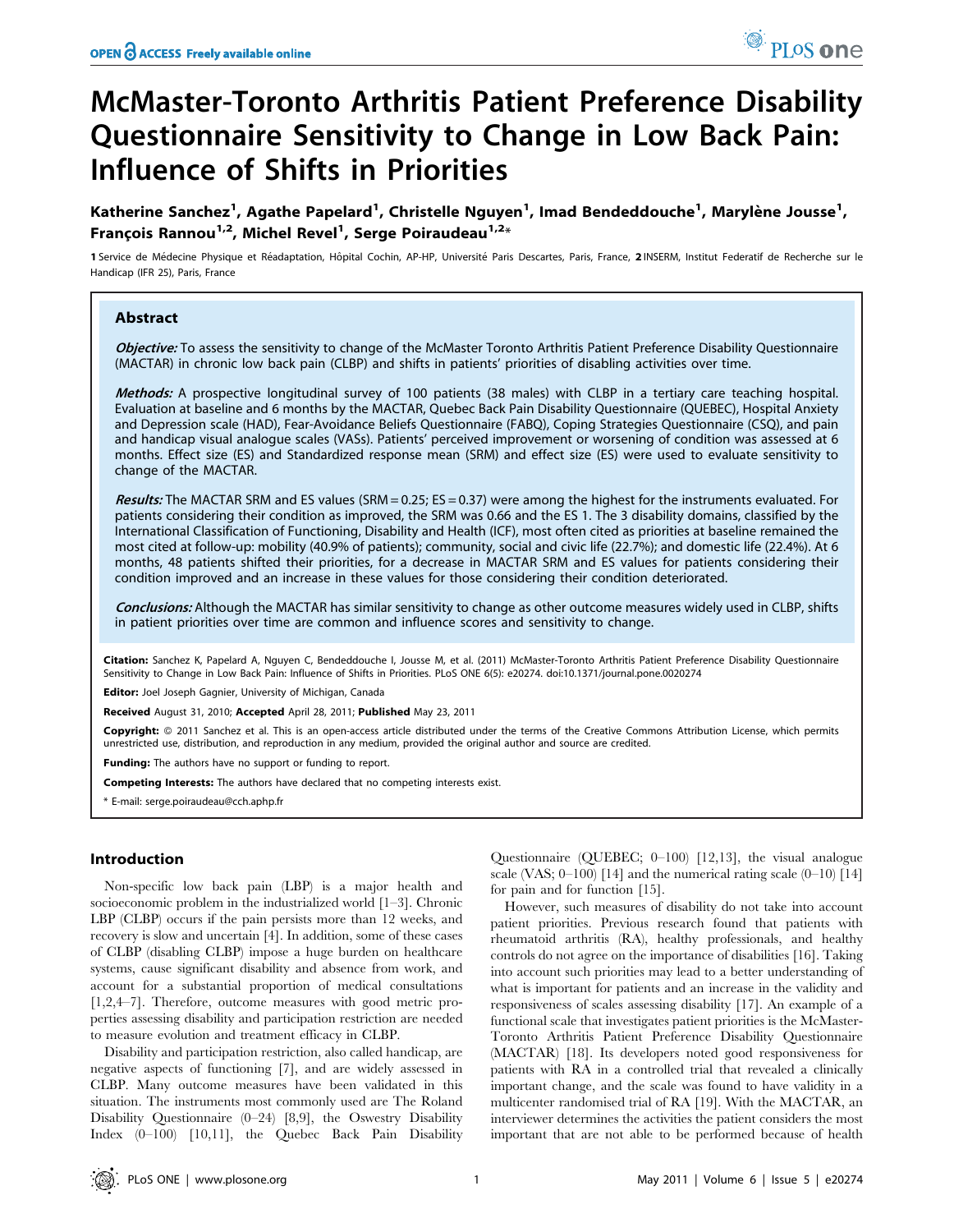# McMaster-Toronto Arthritis Patient Preference Disability Questionnaire Sensitivity to Change in Low Back Pain: Influence of Shifts in Priorities

**Katherine Sanchez[1], Agathe Papelard[1], Christelle Nguyen[1], Imad Bendeddouche[1], Marylène Jousse[1], François Rannou[1,2], Michel Revel[1], Serge Poiraudeau[1,2]***

1 Service de Médecine Physique et Réadaptation, Hôpital Cochin, AP-HP, Université Paris Descartes, Paris, France, 2 INSERM, Institut Federatif de Recherche sur le Handicap (IFR 25), Paris, France

## Abstract

***Objective:*** To assess the sensitivity to change of the McMaster Toronto Arthritis Patient Preference Disability Questionnaire (MACTAR) in chronic low back pain (CLBP) and shifts in patients' priorities of disabling activities over time.

***Methods:*** A prospective longitudinal survey of 100 patients (38 males) with CLBP in a tertiary care teaching hospital. Evaluation at baseline and 6 months by the MACTAR, Quebec Back Pain Disability Questionnaire (QUEBEC), Hospital Anxiety and Depression scale (HAD), Fear-Avoidance Beliefs Questionnaire (FABQ), Coping Strategies Questionnaire (CSQ), and pain and handicap visual analogue scales (VASs). Patients' perceived improvement or worsening of condition was assessed at 6 months. Effect size (ES) and Standardized response mean (SRM) and effect size (ES) were used to evaluate sensitivity to change of the MACTAR.

***Results:*** The MACTAR SRM and ES values (SRM = 0.25; ES = 0.37) were among the highest for the instruments evaluated. For patients considering their condition as improved, the SRM was 0.66 and the ES 1. The 3 disability domains, classified by the International Classification of Functioning, Disability and Health (ICF), most often cited as priorities at baseline remained the most cited at follow-up: mobility (40.9% of patients); community, social and civic life (22.7%); and domestic life (22.4%). At 6 months, 48 patients shifted their priorities, for a decrease in MACTAR SRM and ES values for patients considering their condition improved and an increase in these values for those considering their condition deteriorated.

***Conclusions:*** Although the MACTAR has similar sensitivity to change as other outcome measures widely used in CLBP, shifts in patient priorities over time are common and influence scores and sensitivity to change.

**Citation:** Sanchez K, Papelard A, Nguyen C, Bendeddouche I, Jousse M, et al. (2011) McMaster-Toronto Arthritis Patient Preference Disability Questionnaire Sensitivity to Change in Low Back Pain: Influence of Shifts in Priorities. PLoS ONE 6(5): e20274. doi:10.1371/journal.pone.0020274

**Editor:** Joel Joseph Gagnier, University of Michigan, Canada

**Received** August 31, 2010; **Accepted** April 28, 2011; **Published** May 23, 2011

**Copyright:** © 2011 Sanchez et al. This is an open-access article distributed under the terms of the Creative Commons Attribution License, which permits unrestricted use, distribution, and reproduction in any medium, provided the original author and source are credited.

**Funding:** The authors have no support or funding to report.

**Competing Interests:** The authors have declared that no competing interests exist.

* E-mail: serge.poiraudeau@cch.aphp.fr

## Introduction

Non-specific low back pain (LBP) is a major health and socioeconomic problem in the industrialized world [1–3]. Chronic LBP (CLBP) occurs if the pain persists more than 12 weeks, and recovery is slow and uncertain [4]. In addition, some of these cases of CLBP (disabling CLBP) impose a huge burden on healthcare systems, cause significant disability and absence from work, and account for a substantial proportion of medical consultations [1,2,4–7]. Therefore, outcome measures with good metric properties assessing disability and participation restriction are needed to measure evolution and treatment efficacy in CLBP.

Disability and participation restriction, also called handicap, are negative aspects of functioning [7], and are widely assessed in CLBP. Many outcome measures have been validated in this situation. The instruments most commonly used are The Roland Disability Questionnaire (0–24) [8,9], the Oswestry Disability Index (0–100) [10,11], the Quebec Back Pain Disability Questionnaire (QUEBEC; 0–100) [12,13], the visual analogue scale (VAS; 0–100) [14] and the numerical rating scale (0–10) [14] for pain and for function [15].

However, such measures of disability do not take into account patient priorities. Previous research found that patients with rheumatoid arthritis (RA), healthy professionals, and healthy controls do not agree on the importance of disabilities [16]. Taking into account such priorities may lead to a better understanding of what is important for patients and an increase in the validity and responsiveness of scales assessing disability [17]. An example of a functional scale that investigates patient priorities is the McMaster-Toronto Arthritis Patient Preference Disability Questionnaire (MACTAR) [18]. Its developers noted good responsiveness for patients with RA in a controlled trial that revealed a clinically important change, and the scale was found to have validity in a multicenter randomised trial of RA [19]. With the MACTAR, an interviewer determines the activities the patient considers the most important that are not able to be performed because of health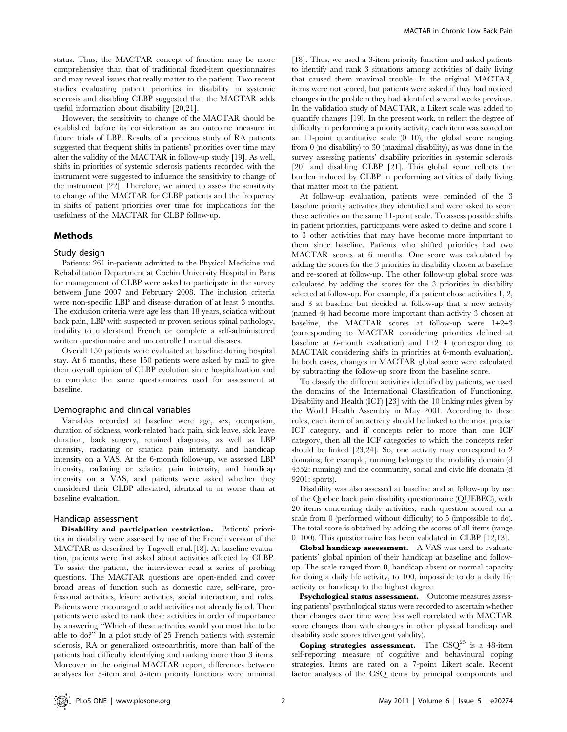status. Thus, the MACTAR concept of function may be more comprehensive than that of traditional fixed-item questionnaires and may reveal issues that really matter to the patient. Two recent studies evaluating patient priorities in disability in systemic sclerosis and disabling CLBP suggested that the MACTAR adds useful information about disability [20,21].

However, the sensitivity to change of the MACTAR should be established before its consideration as an outcome measure in future trials of LBP. Results of a previous study of RA patients suggested that frequent shifts in patients' priorities over time may alter the validity of the MACTAR in follow-up study [19]. As well, shifts in priorities of systemic sclerosis patients recorded with the instrument were suggested to influence the sensitivity to change of the instrument [22]. Therefore, we aimed to assess the sensitivity to change of the MACTAR for CLBP patients and the frequency in shifts of patient priorities over time for implications for the usefulness of the MACTAR for CLBP follow-up.

## Methods

### Study design

Patients: 261 in-patients admitted to the Physical Medicine and Rehabilitation Department at Cochin University Hospital in Paris for management of CLBP were asked to participate in the survey between June 2007 and February 2008. The inclusion criteria were non-specific LBP and disease duration of at least 3 months. The exclusion criteria were age less than 18 years, sciatica without back pain, LBP with suspected or proven serious spinal pathology, inability to understand French or complete a self-administered written questionnaire and uncontrolled mental diseases.

Overall 150 patients were evaluated at baseline during hospital stay. At 6 months, these 150 patients were asked by mail to give their overall opinion of CLBP evolution since hospitalization and to complete the same questionnaires used for assessment at baseline.

### Demographic and clinical variables

Variables recorded at baseline were age, sex, occupation, duration of sickness, work-related back pain, sick leave, sick leave duration, back surgery, retained diagnosis, as well as LBP intensity, radiating or sciatica pain intensity, and handicap intensity on a VAS. At the 6-month follow-up, we assessed LBP intensity, radiating or sciatica pain intensity, and handicap intensity on a VAS, and patients were asked whether they considered their CLBP alleviated, identical to or worse than at baseline evaluation.

### Handicap assessment

**Disability and participation restriction.** Patients' priorities in disability were assessed by use of the French version of the MACTAR as described by Tugwell et al.[18]. At baseline evaluation, patients were first asked about activities affected by CLBP. To assist the patient, the interviewer read a series of probing questions. The MACTAR questions are open-ended and cover broad areas of function such as domestic care, self-care, professional activities, leisure activities, social interaction, and roles. Patients were encouraged to add activities not already listed. Then patients were asked to rank these activities in order of importance by answering "Which of these activities would you most like to be able to do?" In a pilot study of 25 French patients with systemic sclerosis, RA or generalized osteoarthritis, more than half of the patients had difficulty identifying and ranking more than 3 items. Moreover in the original MACTAR report, differences between analyses for 3-item and 5-item priority functions were minimal [18]. Thus, we used a 3-item priority function and asked patients to identify and rank 3 situations among activities of daily living that caused them maximal trouble. In the original MACTAR, items were not scored, but patients were asked if they had noticed changes in the problem they had identified several weeks previous. In the validation study of MACTAR, a Likert scale was added to quantify changes [19]. In the present work, to reflect the degree of difficulty in performing a priority activity, each item was scored on an 11-point quantitative scale (0–10), the global score ranging from 0 (no disability) to 30 (maximal disability), as was done in the survey assessing patients' disability priorities in systemic sclerosis [20] and disabling CLBP [21]. This global score reflects the burden induced by CLBP in performing activities of daily living that matter most to the patient.

At follow-up evaluation, patients were reminded of the 3 baseline priority activities they identified and were asked to score these activities on the same 11-point scale. To assess possible shifts in patient priorities, participants were asked to define and score 1 to 3 other activities that may have become more important to them since baseline. Patients who shifted priorities had two MACTAR scores at 6 months. One score was calculated by adding the scores for the 3 priorities in disability chosen at baseline and re-scored at follow-up. The other follow-up global score was calculated by adding the scores for the 3 priorities in disability selected at follow-up. For example, if a patient chose activities 1, 2, and 3 at baseline but decided at follow-up that a new activity (named 4) had become more important than activity 3 chosen at baseline, the MACTAR scores at follow-up were 1+2+3 (corresponding to MACTAR considering priorities defined at baseline at 6-month evaluation) and 1+2+4 (corresponding to MACTAR considering shifts in priorities at 6-month evaluation). In both cases, changes in MACTAR global score were calculated by subtracting the follow-up score from the baseline score.

To classify the different activities identified by patients, we used the domains of the International Classification of Functioning, Disability and Health (ICF) [23] with the 10 linking rules given by the World Health Assembly in May 2001. According to these rules, each item of an activity should be linked to the most precise ICF category, and if concepts refer to more than one ICF category, then all the ICF categories to which the concepts refer should be linked [23,24]. So, one activity may correspond to 2 domains; for example, running belongs to the mobility domain (d 4552: running) and the community, social and civic life domain (d 9201: sports).

Disability was also assessed at baseline and at follow-up by use of the Quebec back pain disability questionnaire (QUEBEC), with 20 items concerning daily activities, each question scored on a scale from 0 (performed without difficulty) to 5 (impossible to do). The total score is obtained by adding the scores of all items (range 0–100). This questionnaire has been validated in CLBP [12,13].

**Global handicap assessment.** A VAS was used to evaluate patients' global opinion of their handicap at baseline and follow-up. The scale ranged from 0, handicap absent or normal capacity for doing a daily life activity, to 100, impossible to do a daily life activity or handicap to the highest degree.

**Psychological status assessment.** Outcome measures assessing patients' psychological status were recorded to ascertain whether their changes over time were less well correlated with MACTAR score changes than with changes in other physical handicap and disability scale scores (divergent validity).

**Coping strategies assessment.** The CSQ[25] is a 48-item self-reporting measure of cognitive and behavioural coping strategies. Items are rated on a 7-point Likert scale. Recent factor analyses of the CSQ items by principal components and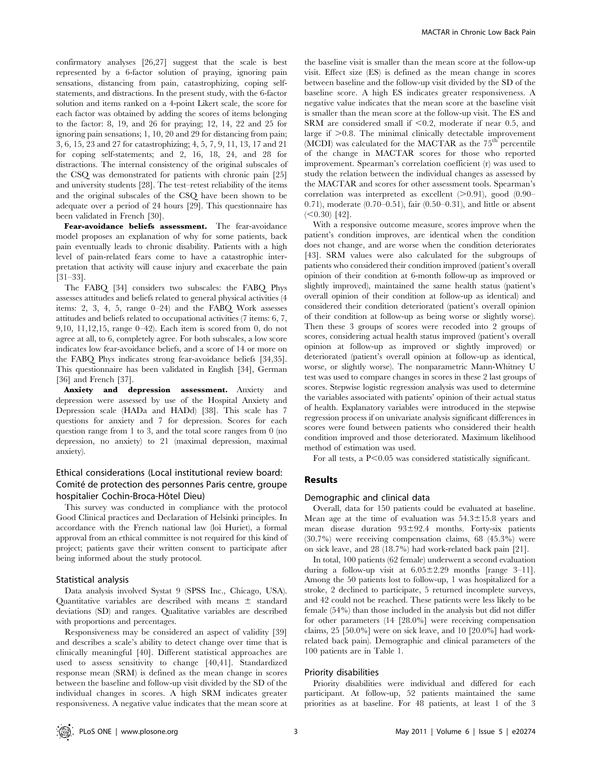confirmatory analyses [26,27] suggest that the scale is best represented by a 6-factor solution of praying, ignoring pain sensations, distancing from pain, catastrophizing, coping self-statements, and distractions. In the present study, with the 6-factor solution and items ranked on a 4-point Likert scale, the score for each factor was obtained by adding the scores of items belonging to the factor: 8, 19, and 26 for praying; 12, 14, 22 and 25 for ignoring pain sensations; 1, 10, 20 and 29 for distancing from pain; 3, 6, 15, 23 and 27 for catastrophizing; 4, 5, 7, 9, 11, 13, 17 and 21 for coping self-statements; and 2, 16, 18, 24, and 28 for distractions. The internal consistency of the original subscales of the CSQ was demonstrated for patients with chronic pain [25] and university students [28]. The test–retest reliability of the items and the original subscales of the CSQ have been shown to be adequate over a period of 24 hours [29]. This questionnaire has been validated in French [30].

**Fear-avoidance beliefs assessment.** The fear-avoidance model proposes an explanation of why for some patients, back pain eventually leads to chronic disability. Patients with a high level of pain-related fears come to have a catastrophic interpretation that activity will cause injury and exacerbate the pain [31–33].

The FABQ [34] considers two subscales: the FABQ Phys assesses attitudes and beliefs related to general physical activities (4 items: 2, 3, 4, 5, range 0–24) and the FABQ Work assesses attitudes and beliefs related to occupational activities (7 items: 6, 7, 9,10, 11,12,15, range 0–42). Each item is scored from 0, do not agree at all, to 6, completely agree. For both subscales, a low score indicates low fear-avoidance beliefs, and a score of 14 or more on the FABQ Phys indicates strong fear-avoidance beliefs [34,35]. This questionnaire has been validated in English [34], German [36] and French [37].

**Anxiety and depression assessment.** Anxiety and depression were assessed by use of the Hospital Anxiety and Depression scale (HADa and HADd) [38]. This scale has 7 questions for anxiety and 7 for depression. Scores for each question range from 1 to 3, and the total score ranges from 0 (no depression, no anxiety) to 21 (maximal depression, maximal anxiety).

### Ethical considerations (Local institutional review board: Comité de protection des personnes Paris centre, groupe hospitalier Cochin-Broca-Hôtel Dieu)

This survey was conducted in compliance with the protocol Good Clinical practices and Declaration of Helsinki principles. In accordance with the French national law (loi Huriet), a formal approval from an ethical committee is not required for this kind of project; patients gave their written consent to participate after being informed about the study protocol.

### Statistical analysis

Data analysis involved Systat 9 (SPSS Inc., Chicago, USA). Quantitative variables are described with means ± standard deviations (SD) and ranges. Qualitative variables are described with proportions and percentages.

Responsiveness may be considered an aspect of validity [39] and describes a scale's ability to detect change over time that is clinically meaningful [40]. Different statistical approaches are used to assess sensitivity to change [40,41]. Standardized response mean (SRM) is defined as the mean change in scores between the baseline and follow-up visit divided by the SD of the individual changes in scores. A high SRM indicates greater responsiveness. A negative value indicates that the mean score at the baseline visit is smaller than the mean score at the follow-up visit. Effect size (ES) is defined as the mean change in scores between baseline and the follow-up visit divided by the SD of the baseline score. A high ES indicates greater responsiveness. A negative value indicates that the mean score at the baseline visit is smaller than the mean score at the follow-up visit. The ES and SRM are considered small if $<0.2$, moderate if near 0.5, and large if $>0.8$. The minimal clinically detectable improvement (MCDI) was calculated for the MACTAR as the 75[th] percentile of the change in MACTAR scores for those who reported improvement. Spearman's correlation coefficient (r) was used to study the relation between the individual changes as assessed by the MACTAR and scores for other assessment tools. Spearman's correlation was interpreted as excellent ($>0.91$), good (0.90–0.71), moderate (0.70–0.51), fair (0.50–0.31), and little or absent ($<0.30$) [42].

With a responsive outcome measure, scores improve when the patient's condition improves, are identical when the condition does not change, and are worse when the condition deteriorates [43]. SRM values were also calculated for the subgroups of patients who considered their condition improved (patient's overall opinion of their condition at 6-month follow-up as improved or slightly improved), maintained the same health status (patient's overall opinion of their condition at follow-up as identical) and considered their condition deteriorated (patient's overall opinion of their condition at follow-up as being worse or slightly worse). Then these 3 groups of scores were recoded into 2 groups of scores, considering actual health status improved (patient's overall opinion at follow-up as improved or slightly improved) or deteriorated (patient's overall opinion at follow-up as identical, worse, or slightly worse). The nonparametric Mann-Whitney U test was used to compare changes in scores in these 2 last groups of scores. Stepwise logistic regression analysis was used to determine the variables associated with patients' opinion of their actual status of health. Explanatory variables were introduced in the stepwise regression process if on univariate analysis significant differences in scores were found between patients who considered their health condition improved and those deteriorated. Maximum likelihood method of estimation was used.

For all tests, a $P<0.05$ was considered statistically significant.

## Results

### Demographic and clinical data

Overall, data for 150 patients could be evaluated at baseline. Mean age at the time of evaluation was 54.3±15.8 years and mean disease duration 93±92.4 months. Forty-six patients (30.7%) were receiving compensation claims, 68 (45.3%) were on sick leave, and 28 (18.7%) had work-related back pain [21].

In total, 100 patients (62 female) underwent a second evaluation during a follow-up visit at 6.05±2.29 months [range 3–11]. Among the 50 patients lost to follow-up, 1 was hospitalized for a stroke, 2 declined to participate, 5 returned incomplete surveys, and 42 could not be reached. These patients were less likely to be female (54%) than those included in the analysis but did not differ for other parameters (14 [28.0%] were receiving compensation claims, 25 [50.0%] were on sick leave, and 10 [20.0%] had work-related back pain). Demographic and clinical parameters of the 100 patients are in Table 1.

### Priority disabilities

Priority disabilities were individual and differed for each participant. At follow-up, 52 patients maintained the same priorities as at baseline. For 48 patients, at least 1 of the 3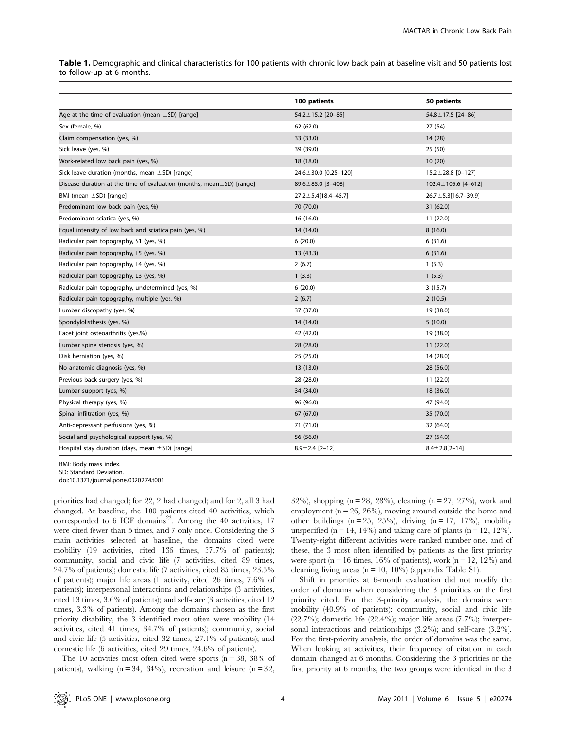**Table 1.** Demographic and clinical characteristics for 100 patients with chronic low back pain at baseline visit and 50 patients lost to follow-up at 6 months.

| | 100 patients | 50 patients |
|---|---|---|
| Age at the time of evaluation (mean ±SD) [range] | 54.2±15.2 [20–85] | 54.8±17.5 [24–86] |
| Sex (female, %) | 62 (62.0) | 27 (54) |
| Claim compensation (yes, %) | 33 (33.0) | 14 (28) |
| Sick leave (yes, %) | 39 (39.0) | 25 (50) |
| Work-related low back pain (yes, %) | 18 (18.0) | 10 (20) |
| Sick leave duration (months, mean ±SD) [range] | 24.6±30.0 [0.25–120] | 15.2±28.8 [0–127] |
| Disease duration at the time of evaluation (months, mean±SD) [range] | 89.6±85.0 [3–408] | 102.4±105.6 [4–612] |
| BMI (mean ±SD) [range] | 27.2±5.4[18.4–45.7] | 26.7±5.3[16.7–39.9] |
| Predominant low back pain (yes, %) | 70 (70.0) | 31 (62.0) |
| Predominant sciatica (yes, %) | 16 (16.0) | 11 (22.0) |
| Equal intensity of low back and sciatica pain (yes, %) | 14 (14.0) | 8 (16.0) |
| Radicular pain topography, S1 (yes, %) | 6 (20.0) | 6 (31.6) |
| Radicular pain topography, L5 (yes, %) | 13 (43.3) | 6 (31.6) |
| Radicular pain topography, L4 (yes, %) | 2 (6.7) | 1 (5.3) |
| Radicular pain topography, L3 (yes, %) | 1 (3.3) | 1 (5.3) |
| Radicular pain topography, undetermined (yes, %) | 6 (20.0) | 3 (15.7) |
| Radicular pain topography, multiple (yes, %) | 2 (6.7) | 2 (10.5) |
| Lumbar discopathy (yes, %) | 37 (37.0) | 19 (38.0) |
| Spondylolisthesis (yes, %) | 14 (14.0) | 5 (10.0) |
| Facet joint osteoarthritis (yes,%) | 42 (42.0) | 19 (38.0) |
| Lumbar spine stenosis (yes, %) | 28 (28.0) | 11 (22.0) |
| Disk herniation (yes, %) | 25 (25.0) | 14 (28.0) |
| No anatomic diagnosis (yes, %) | 13 (13.0) | 28 (56.0) |
| Previous back surgery (yes, %) | 28 (28.0) | 11 (22.0) |
| Lumbar support (yes, %) | 34 (34.0) | 18 (36.0) |
| Physical therapy (yes, %) | 96 (96.0) | 47 (94.0) |
| Spinal infiltration (yes, %) | 67 (67.0) | 35 (70.0) |
| Anti-depressant perfusions (yes, %) | 71 (71.0) | 32 (64.0) |
| Social and psychological support (yes, %) | 56 (56.0) | 27 (54.0) |
| Hospital stay duration (days, mean ±SD) [range] | 8.9±2.4 [2–12] | 8.4±2.8[2–14] |

BMI: Body mass index.
SD: Standard Deviation.
doi:10.1371/journal.pone.0020274.t001

priorities had changed; for 22, 2 had changed; and for 2, all 3 had changed. At baseline, the 100 patients cited 40 activities, which corresponded to 6 ICF domains[23]. Among the 40 activities, 17 were cited fewer than 5 times, and 7 only once. Considering the 3 main activities selected at baseline, the domains cited were mobility (19 activities, cited 136 times, 37.7% of patients); community, social and civic life (7 activities, cited 89 times, 24.7% of patients); domestic life (7 activities, cited 85 times, 23.5% of patients); major life areas (1 activity, cited 26 times, 7.6% of patients); interpersonal interactions and relationships (3 activities, cited 13 times, 3.6% of patients); and self-care (3 activities, cited 12 times, 3.3% of patients). Among the domains chosen as the first priority disability, the 3 identified most often were mobility (14 activities, cited 41 times, 34.7% of patients); community, social and civic life (5 activities, cited 32 times, 27.1% of patients); and domestic life (6 activities, cited 29 times, 24.6% of patients).

The 10 activities most often cited were sports (n = 38, 38% of patients), walking (n = 34, 34%), recreation and leisure (n = 32, 32%), shopping (n = 28, 28%), cleaning (n = 27, 27%), work and employment (n = 26, 26%), moving around outside the home and other buildings (n = 25, 25%), driving (n = 17, 17%), mobility unspecified (n = 14, 14%) and taking care of plants (n = 12, 12%). Twenty-eight different activities were ranked number one, and of these, the 3 most often identified by patients as the first priority were sport (n = 16 times, 16% of patients), work (n = 12, 12%) and cleaning living areas (n = 10, 10%) (appendix Table S1).

Shift in priorities at 6-month evaluation did not modify the order of domains when considering the 3 priorities or the first priority cited. For the 3-priority analysis, the domains were mobility (40.9% of patients); community, social and civic life (22.7%); domestic life (22.4%); major life areas (7.7%); interpersonal interactions and relationships (3.2%); and self-care (3.2%). For the first-priority analysis, the order of domains was the same. When looking at activities, their frequency of citation in each domain changed at 6 months. Considering the 3 priorities or the first priority at 6 months, the two groups were identical in the 3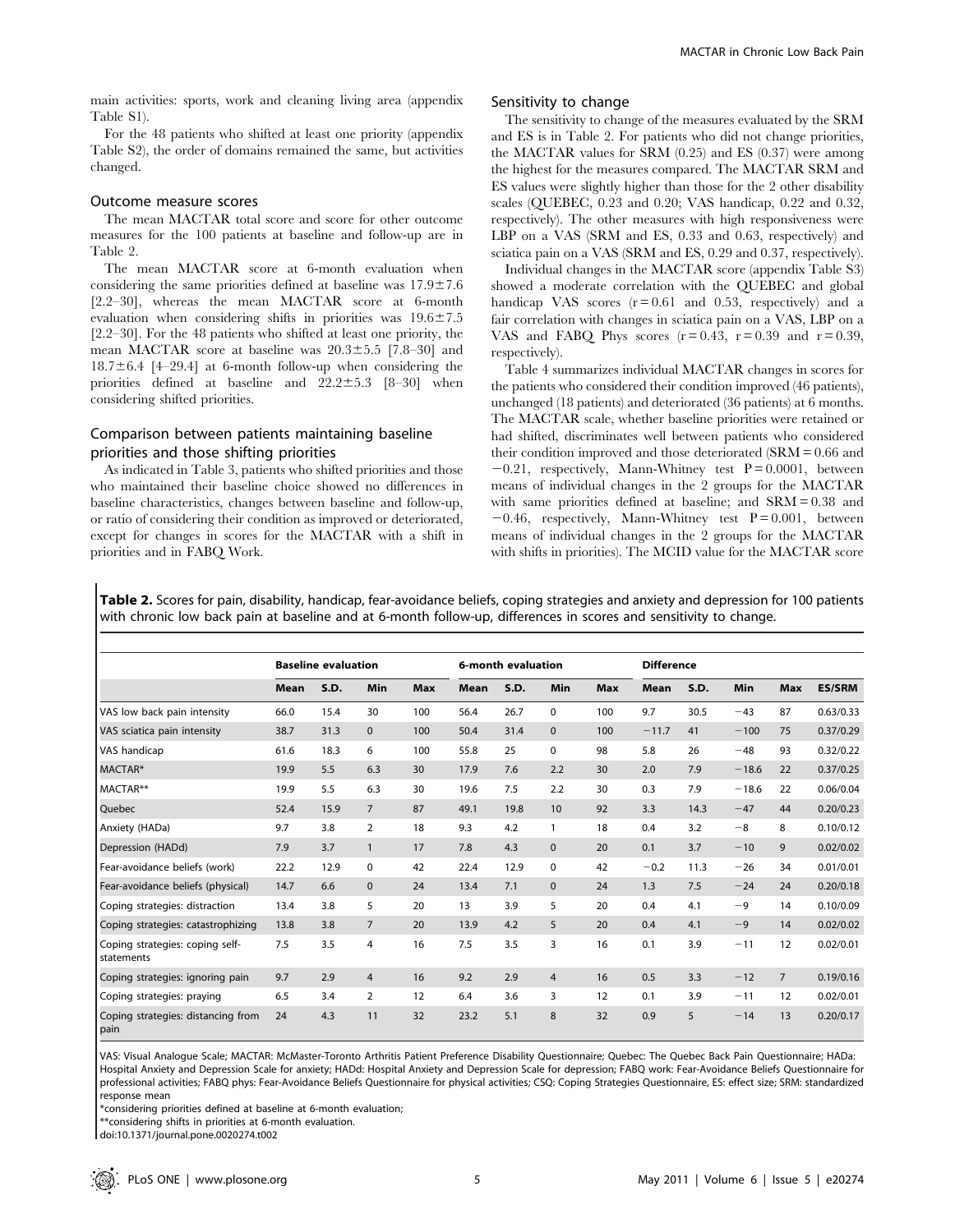main activities: sports, work and cleaning living area (appendix Table S1).

For the 48 patients who shifted at least one priority (appendix Table S2), the order of domains remained the same, but activities changed.

### Outcome measure scores

The mean MACTAR total score and score for other outcome measures for the 100 patients at baseline and follow-up are in Table 2.

The mean MACTAR score at 6-month evaluation when considering the same priorities defined at baseline was 17.9±7.6 [2.2–30], whereas the mean MACTAR score at 6-month evaluation when considering shifts in priorities was 19.6±7.5 [2.2–30]. For the 48 patients who shifted at least one priority, the mean MACTAR score at baseline was 20.3±5.5 [7.8–30] and 18.7±6.4 [4–29.4] at 6-month follow-up when considering the priorities defined at baseline and 22.2±5.3 [8–30] when considering shifted priorities.

### Comparison between patients maintaining baseline priorities and those shifting priorities

As indicated in Table 3, patients who shifted priorities and those who maintained their baseline choice showed no differences in baseline characteristics, changes between baseline and follow-up, or ratio of considering their condition as improved or deteriorated, except for changes in scores for the MACTAR with a shift in priorities and in FABQ Work.

### Sensitivity to change

The sensitivity to change of the measures evaluated by the SRM and ES is in Table 2. For patients who did not change priorities, the MACTAR values for SRM (0.25) and ES (0.37) were among the highest for the measures compared. The MACTAR SRM and ES values were slightly higher than those for the 2 other disability scales (QUEBEC, 0.23 and 0.20; VAS handicap, 0.22 and 0.32, respectively). The other measures with high responsiveness were LBP on a VAS (SRM and ES, 0.33 and 0.63, respectively) and sciatica pain on a VAS (SRM and ES, 0.29 and 0.37, respectively).

Individual changes in the MACTAR score (appendix Table S3) showed a moderate correlation with the QUEBEC and global handicap VAS scores ($r = 0.61$ and 0.53, respectively) and a fair correlation with changes in sciatica pain on a VAS, LBP on a VAS and FABQ Phys scores ($r = 0.43$, $r = 0.39$ and $r = 0.39$, respectively).

Table 4 summarizes individual MACTAR changes in scores for the patients who considered their condition improved (46 patients), unchanged (18 patients) and deteriorated (36 patients) at 6 months. The MACTAR scale, whether baseline priorities were retained or had shifted, discriminates well between patients who considered their condition improved and those deteriorated (SRM = 0.66 and −0.21, respectively, Mann-Whitney test $P = 0.0001$, between means of individual changes in the 2 groups for the MACTAR with same priorities defined at baseline; and SRM = 0.38 and −0.46, respectively, Mann-Whitney test $P = 0.001$, between means of individual changes in the 2 groups for the MACTAR with shifts in priorities). The MCID value for the MACTAR score

**Table 2.** Scores for pain, disability, handicap, fear-avoidance beliefs, coping strategies and anxiety and depression for 100 patients with chronic low back pain at baseline and at 6-month follow-up, differences in scores and sensitivity to change.

| | Baseline evaluation | | | | 6-month evaluation | | | | Difference | | | | |
|---|---|---|---|---|---|---|---|---|---|---|---|---|---|
| | **Mean** | **S.D.** | **Min** | **Max** | **Mean** | **S.D.** | **Min** | **Max** | **Mean** | **S.D.** | **Min** | **Max** | **ES/SRM** |
| VAS low back pain intensity | 66.0 | 15.4 | 30 | 100 | 56.4 | 26.7 | 0 | 100 | 9.7 | 30.5 | −43 | 87 | 0.63/0.33 |
| VAS sciatica pain intensity | 38.7 | 31.3 | 0 | 100 | 50.4 | 31.4 | 0 | 100 | −11.7 | 41 | −100 | 75 | 0.37/0.29 |
| VAS handicap | 61.6 | 18.3 | 6 | 100 | 55.8 | 25 | 0 | 98 | 5.8 | 26 | −48 | 93 | 0.32/0.22 |
| MACTAR* | 19.9 | 5.5 | 6.3 | 30 | 17.9 | 7.6 | 2.2 | 30 | 2.0 | 7.9 | −18.6 | 22 | 0.37/0.25 |
| MACTAR** | 19.9 | 5.5 | 6.3 | 30 | 19.6 | 7.5 | 2.2 | 30 | 0.3 | 7.9 | −18.6 | 22 | 0.06/0.04 |
| Quebec | 52.4 | 15.9 | 7 | 87 | 49.1 | 19.8 | 10 | 92 | 3.3 | 14.3 | −47 | 44 | 0.20/0.23 |
| Anxiety (HADa) | 9.7 | 3.8 | 2 | 18 | 9.3 | 4.2 | 1 | 18 | 0.4 | 3.2 | −8 | 8 | 0.10/0.12 |
| Depression (HADd) | 7.9 | 3.7 | 1 | 17 | 7.8 | 4.3 | 0 | 20 | 0.1 | 3.7 | −10 | 9 | 0.02/0.02 |
| Fear-avoidance beliefs (work) | 22.2 | 12.9 | 0 | 42 | 22.4 | 12.9 | 0 | 42 | −0.2 | 11.3 | −26 | 34 | 0.01/0.01 |
| Fear-avoidance beliefs (physical) | 14.7 | 6.6 | 0 | 24 | 13.4 | 7.1 | 0 | 24 | 1.3 | 7.5 | −24 | 24 | 0.20/0.18 |
| Coping strategies: distraction | 13.4 | 3.8 | 5 | 20 | 13 | 3.9 | 5 | 20 | 0.4 | 4.1 | −9 | 14 | 0.10/0.09 |
| Coping strategies: catastrophizing | 13.8 | 3.8 | 7 | 20 | 13.9 | 4.2 | 5 | 20 | 0.4 | 4.1 | −9 | 14 | 0.02/0.02 |
| Coping strategies: coping self-statements | 7.5 | 3.5 | 4 | 16 | 7.5 | 3.5 | 3 | 16 | 0.1 | 3.9 | −11 | 12 | 0.02/0.01 |
| Coping strategies: ignoring pain | 9.7 | 2.9 | 4 | 16 | 9.2 | 2.9 | 4 | 16 | 0.5 | 3.3 | −12 | 7 | 0.19/0.16 |
| Coping strategies: praying | 6.5 | 3.4 | 2 | 12 | 6.4 | 3.6 | 3 | 12 | 0.1 | 3.9 | −11 | 12 | 0.02/0.01 |
| Coping strategies: distancing from pain | 24 | 4.3 | 11 | 32 | 23.2 | 5.1 | 8 | 32 | 0.9 | 5 | −14 | 13 | 0.20/0.17 |

VAS: Visual Analogue Scale; MACTAR: McMaster-Toronto Arthritis Patient Preference Disability Questionnaire; Quebec: The Quebec Back Pain Questionnaire; HADa: Hospital Anxiety and Depression Scale for anxiety; HADd: Hospital Anxiety and Depression Scale for depression; FABQ work: Fear-Avoidance Beliefs Questionnaire for professional activities; FABQ phys: Fear-Avoidance Beliefs Questionnaire for physical activities; CSQ: Coping Strategies Questionnaire, ES: effect size; SRM: standardized response mean

*considering priorities defined at baseline at 6-month evaluation;

**considering shifts in priorities at 6-month evaluation.

doi:10.1371/journal.pone.0020274.t002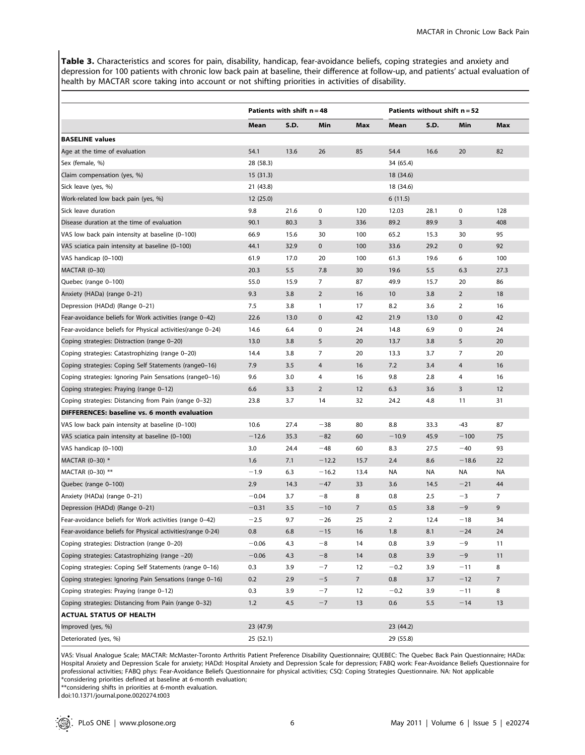**Table 3.** Characteristics and scores for pain, disability, handicap, fear-avoidance beliefs, coping strategies and anxiety and depression for 100 patients with chronic low back pain at baseline, their difference at follow-up, and patients' actual evaluation of health by MACTAR score taking into account or not shifting priorities in activities of disability.

| | Patients with shift n = 48 | | | | Patients without shift n = 52 | | | |
|---|---|---|---|---|---|---|---|---|
| | **Mean** | **S.D.** | **Min** | **Max** | **Mean** | **S.D.** | **Min** | **Max** |
| **BASELINE values** | | | | | | | | |
| Age at the time of evaluation | 54.1 | 13.6 | 26 | 85 | 54.4 | 16.6 | 20 | 82 |
| Sex (female, %) | 28 (58.3) | | | | 34 (65.4) | | | |
| Claim compensation (yes, %) | 15 (31.3) | | | | 18 (34.6) | | | |
| Sick leave (yes, %) | 21 (43.8) | | | | 18 (34.6) | | | |
| Work-related low back pain (yes, %) | 12 (25.0) | | | | 6 (11.5) | | | |
| Sick leave duration | 9.8 | 21.6 | 0 | 120 | 12.03 | 28.1 | 0 | 128 |
| Disease duration at the time of evaluation | 90.1 | 80.3 | 3 | 336 | 89.2 | 89.9 | 3 | 408 |
| VAS low back pain intensity at baseline (0–100) | 66.9 | 15.6 | 30 | 100 | 65.2 | 15.3 | 30 | 95 |
| VAS sciatica pain intensity at baseline (0–100) | 44.1 | 32.9 | 0 | 100 | 33.6 | 29.2 | 0 | 92 |
| VAS handicap (0–100) | 61.9 | 17.0 | 20 | 100 | 61.3 | 19.6 | 6 | 100 |
| MACTAR (0–30) | 20.3 | 5.5 | 7.8 | 30 | 19.6 | 5.5 | 6.3 | 27.3 |
| Quebec (range 0–100) | 55.0 | 15.9 | 7 | 87 | 49.9 | 15.7 | 20 | 86 |
| Anxiety (HADa) (range 0–21) | 9.3 | 3.8 | 2 | 16 | 10 | 3.8 | 2 | 18 |
| Depression (HADd) (Range 0–21) | 7.5 | 3.8 | 1 | 17 | 8.2 | 3.6 | 2 | 16 |
| Fear-avoidance beliefs for Work activities (range 0–42) | 22.6 | 13.0 | 0 | 42 | 21.9 | 13.0 | 0 | 42 |
| Fear-avoidance beliefs for Physical activities(range 0–24) | 14.6 | 6.4 | 0 | 24 | 14.8 | 6.9 | 0 | 24 |
| Coping strategies: Distraction (range 0–20) | 13.0 | 3.8 | 5 | 20 | 13.7 | 3.8 | 5 | 20 |
| Coping strategies: Catastrophizing (range 0–20) | 14.4 | 3.8 | 7 | 20 | 13.3 | 3.7 | 7 | 20 |
| Coping strategies: Coping Self Statements (range0–16) | 7.9 | 3.5 | 4 | 16 | 7.2 | 3.4 | 4 | 16 |
| Coping strategies: Ignoring Pain Sensations (range0–16) | 9.6 | 3.0 | 4 | 16 | 9.8 | 2.8 | 4 | 16 |
| Coping strategies: Praying (range 0–12) | 6.6 | 3.3 | 2 | 12 | 6.3 | 3.6 | 3 | 12 |
| Coping strategies: Distancing from Pain (range 0–32) | 23.8 | 3.7 | 14 | 32 | 24.2 | 4.8 | 11 | 31 |
| **DIFFERENCES: baseline vs. 6 month evaluation** | | | | | | | | |
| VAS low back pain intensity at baseline (0–100) | 10.6 | 27.4 | −38 | 80 | 8.8 | 33.3 | -43 | 87 |
| VAS sciatica pain intensity at baseline (0–100) | −12.6 | 35.3 | −82 | 60 | −10.9 | 45.9 | −100 | 75 |
| VAS handicap (0–100) | 3.0 | 24.4 | −48 | 60 | 8.3 | 27.5 | −40 | 93 |
| MACTAR (0–30) * | 1.6 | 7.1 | −12.2 | 15.7 | 2.4 | 8.6 | −18.6 | 22 |
| MACTAR (0–30) ** | −1.9 | 6.3 | −16.2 | 13.4 | NA | NA | NA | NA |
| Quebec (range 0–100) | 2.9 | 14.3 | −47 | 33 | 3.6 | 14.5 | −21 | 44 |
| Anxiety (HADa) (range 0–21) | −0.04 | 3.7 | −8 | 8 | 0.8 | 2.5 | −3 | 7 |
| Depression (HADd) (Range 0–21) | −0.31 | 3.5 | −10 | 7 | 0.5 | 3.8 | −9 | 9 |
| Fear-avoidance beliefs for Work activities (range 0–42) | −2.5 | 9.7 | −26 | 25 | 2 | 12.4 | −18 | 34 |
| Fear-avoidance beliefs for Physical activities(range 0-24) | 0.8 | 6.8 | −15 | 16 | 1.8 | 8.1 | −24 | 24 |
| Coping strategies: Distraction (range 0–20) | −0.06 | 4.3 | −8 | 14 | 0.8 | 3.9 | −9 | 11 |
| Coping strategies: Catastrophizing (range −20) | −0.06 | 4.3 | −8 | 14 | 0.8 | 3.9 | −9 | 11 |
| Coping strategies: Coping Self Statements (range 0–16) | 0.3 | 3.9 | −7 | 12 | −0.2 | 3.9 | −11 | 8 |
| Coping strategies: Ignoring Pain Sensations (range 0–16) | 0.2 | 2.9 | −5 | 7 | 0.8 | 3.7 | −12 | 7 |
| Coping strategies: Praying (range 0–12) | 0.3 | 3.9 | −7 | 12 | −0.2 | 3.9 | −11 | 8 |
| Coping strategies: Distancing from Pain (range 0–32) | 1.2 | 4.5 | −7 | 13 | 0.6 | 5.5 | −14 | 13 |
| **ACTUAL STATUS OF HEALTH** | | | | | | | | |
| Improved (yes, %) | 23 (47.9) | | | | 23 (44.2) | | | |
| Deteriorated (yes, %) | 25 (52.1) | | | | 29 (55.8) | | | |

VAS: Visual Analogue Scale; MACTAR: McMaster-Toronto Arthritis Patient Preference Disability Questionnaire; QUEBEC: The Quebec Back Pain Questionnaire; HADa: Hospital Anxiety and Depression Scale for anxiety; HADd: Hospital Anxiety and Depression Scale for depression; FABQ work: Fear-Avoidance Beliefs Questionnaire for professional activities; FABQ phys: Fear-Avoidance Beliefs Questionnaire for physical activities; CSQ: Coping Strategies Questionnaire. NA: Not applicable
*considering priorities defined at baseline at 6-month evaluation;
**considering shifts in priorities at 6-month evaluation.
doi:10.1371/journal.pone.0020274.t003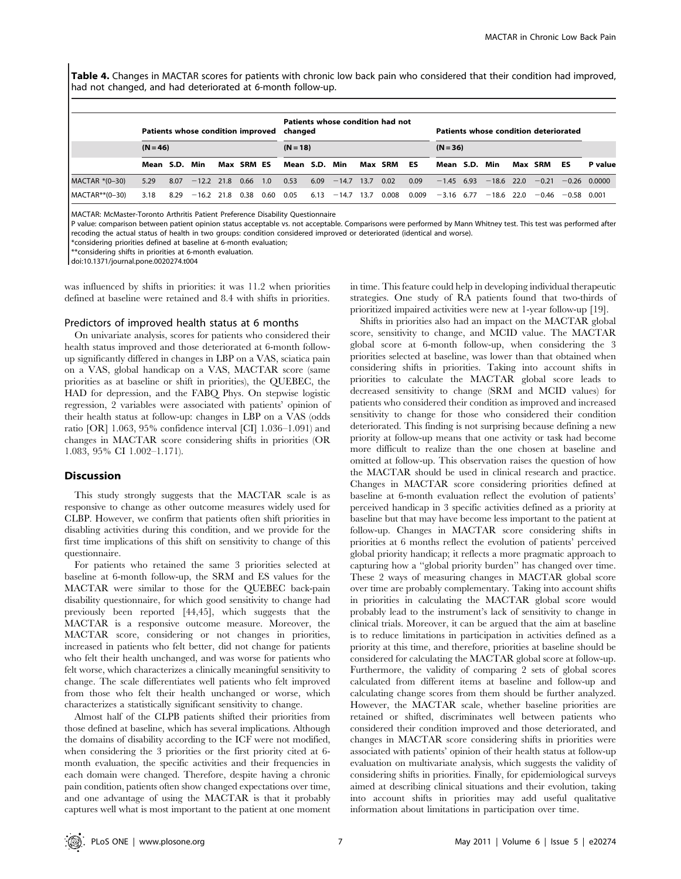**Table 4.** Changes in MACTAR scores for patients with chronic low back pain who considered that their condition had improved, had not changed, and had deteriorated at 6-month follow-up.

| | Patients whose condition improved | | | | | | Patients whose condition had not changed | | | | | | Patients whose condition deteriorated | | | | | | |
|---|---|---|---|---|---|---|---|---|---|---|---|---|---|---|---|---|---|---|---|
| | (N = 46) | | | | | | (N = 18) | | | | | | (N = 36) | | | | | | |
| | Mean | S.D. | Min | Max | SRM | ES | Mean | S.D. | Min | Max | SRM | ES | Mean | S.D. | Min | Max | SRM | ES | P value |
| MACTAR *(0–30) | 5.29 | 8.07 | −12.2 | 21.8 | 0.66 | 1.0 | 0.53 | 6.09 | −14.7 | 13.7 | 0.02 | 0.09 | −1.45 | 6.93 | −18.6 | 22.0 | −0.21 | −0.26 | 0.0000 |
| MACTAR**(0–30) | 3.18 | 8.29 | −16.2 | 21.8 | 0.38 | 0.60 | 0.05 | 6.13 | −14.7 | 13.7 | 0.008 | 0.009 | −3.16 | 6.77 | −18.6 | 22.0 | −0.46 | −0.58 | 0.001 |

MACTAR: McMaster-Toronto Arthritis Patient Preference Disability Questionnaire

P value: comparison between patient opinion status acceptable vs. not acceptable. Comparisons were performed by Mann Whitney test. This test was performed after recoding the actual status of health in two groups: condition considered improved or deteriorated (identical and worse).

*considering priorities defined at baseline at 6-month evaluation;

**considering shifts in priorities at 6-month evaluation.

doi:10.1371/journal.pone.0020274.t004

was influenced by shifts in priorities: it was 11.2 when priorities defined at baseline were retained and 8.4 with shifts in priorities.

### Predictors of improved health status at 6 months

On univariate analysis, scores for patients who considered their health status improved and those deteriorated at 6-month follow-up significantly differed in changes in LBP on a VAS, sciatica pain on a VAS, global handicap on a VAS, MACTAR score (same priorities as at baseline or shift in priorities), the QUEBEC, the HAD for depression, and the FABQ Phys. On stepwise logistic regression, 2 variables were associated with patients' opinion of their health status at follow-up: changes in LBP on a VAS (odds ratio [OR] 1.063, 95% confidence interval [CI] 1.036–1.091) and changes in MACTAR score considering shifts in priorities (OR 1.083, 95% CI 1.002–1.171).

## Discussion

This study strongly suggests that the MACTAR scale is as responsive to change as other outcome measures widely used for CLBP. However, we confirm that patients often shift priorities in disabling activities during this condition, and we provide for the first time implications of this shift on sensitivity to change of this questionnaire.

For patients who retained the same 3 priorities selected at baseline at 6-month follow-up, the SRM and ES values for the MACTAR were similar to those for the QUEBEC back-pain disability questionnaire, for which good sensitivity to change had previously been reported [44,45], which suggests that the MACTAR is a responsive outcome measure. Moreover, the MACTAR score, considering or not changes in priorities, increased in patients who felt better, did not change for patients who felt their health unchanged, and was worse for patients who felt worse, which characterizes a clinically meaningful sensitivity to change. The scale differentiates well patients who felt improved from those who felt their health unchanged or worse, which characterizes a statistically significant sensitivity to change.

Almost half of the CLPB patients shifted their priorities from those defined at baseline, which has several implications. Although the domains of disability according to the ICF were not modified, when considering the 3 priorities or the first priority cited at 6-month evaluation, the specific activities and their frequencies in each domain were changed. Therefore, despite having a chronic pain condition, patients often show changed expectations over time, and one advantage of using the MACTAR is that it probably captures well what is most important to the patient at one moment in time. This feature could help in developing individual therapeutic strategies. One study of RA patients found that two-thirds of prioritized impaired activities were new at 1-year follow-up [19].

Shifts in priorities also had an impact on the MACTAR global score, sensitivity to change, and MCID value. The MACTAR global score at 6-month follow-up, when considering the 3 priorities selected at baseline, was lower than that obtained when considering shifts in priorities. Taking into account shifts in priorities to calculate the MACTAR global score leads to decreased sensitivity to change (SRM and MCID values) for patients who considered their condition as improved and increased sensitivity to change for those who considered their condition deteriorated. This finding is not surprising because defining a new priority at follow-up means that one activity or task had become more difficult to realize than the one chosen at baseline and omitted at follow-up. This observation raises the question of how the MACTAR should be used in clinical research and practice. Changes in MACTAR score considering priorities defined at baseline at 6-month evaluation reflect the evolution of patients' perceived handicap in 3 specific activities defined as a priority at baseline but that may have become less important to the patient at follow-up. Changes in MACTAR score considering shifts in priorities at 6 months reflect the evolution of patients' perceived global priority handicap; it reflects a more pragmatic approach to capturing how a "global priority burden" has changed over time. These 2 ways of measuring changes in MACTAR global score over time are probably complementary. Taking into account shifts in priorities in calculating the MACTAR global score would probably lead to the instrument's lack of sensitivity to change in clinical trials. Moreover, it can be argued that the aim at baseline is to reduce limitations in participation in activities defined as a priority at this time, and therefore, priorities at baseline should be considered for calculating the MACTAR global score at follow-up. Furthermore, the validity of comparing 2 sets of global scores calculated from different items at baseline and follow-up and calculating change scores from them should be further analyzed. However, the MACTAR scale, whether baseline priorities are retained or shifted, discriminates well between patients who considered their condition improved and those deteriorated, and changes in MACTAR score considering shifts in priorities were associated with patients' opinion of their health status at follow-up evaluation on multivariate analysis, which suggests the validity of considering shifts in priorities. Finally, for epidemiological surveys aimed at describing clinical situations and their evolution, taking into account shifts in priorities may add useful qualitative information about limitations in participation over time.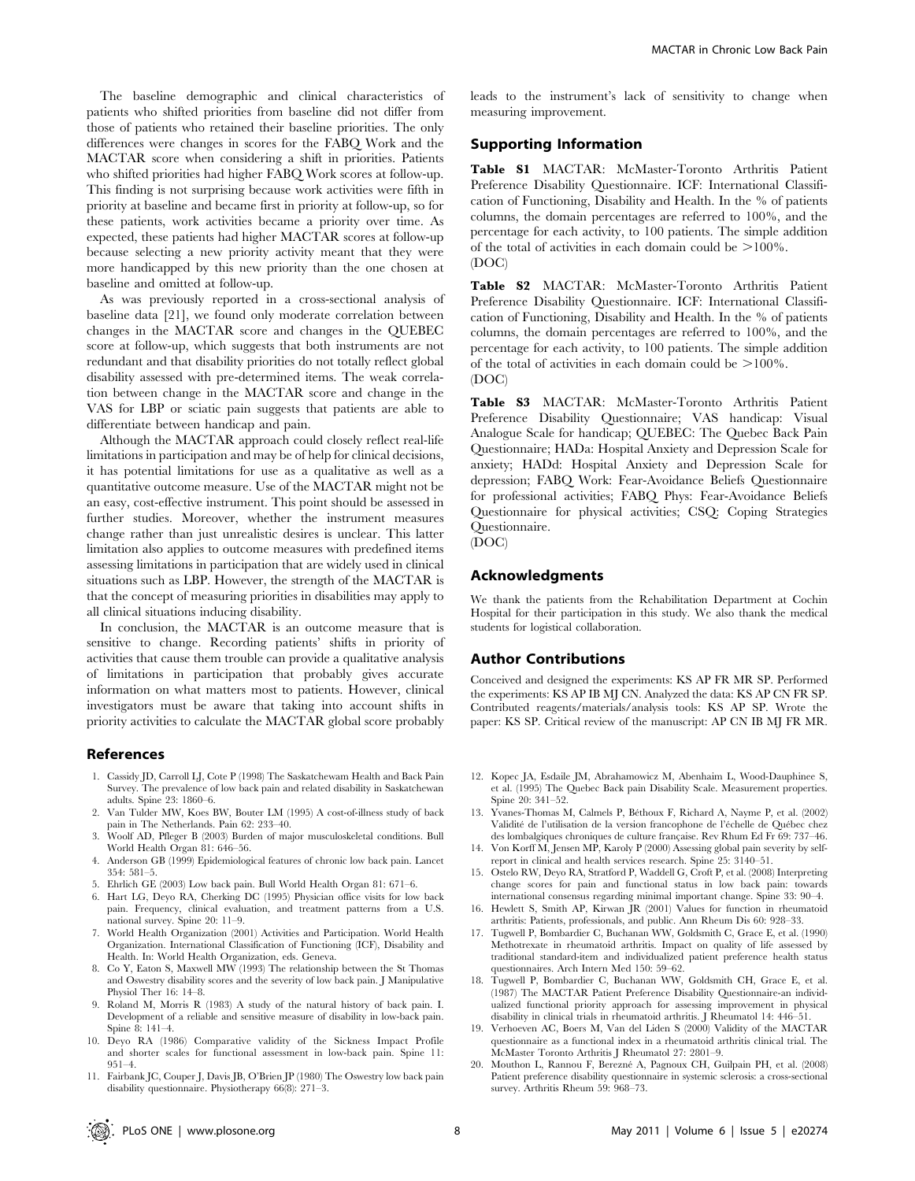The baseline demographic and clinical characteristics of patients who shifted priorities from baseline did not differ from those of patients who retained their baseline priorities. The only differences were changes in scores for the FABQ Work and the MACTAR score when considering a shift in priorities. Patients who shifted priorities had higher FABQ Work scores at follow-up. This finding is not surprising because work activities were fifth in priority at baseline and became first in priority at follow-up, so for these patients, work activities became a priority over time. As expected, these patients had higher MACTAR scores at follow-up because selecting a new priority activity meant that they were more handicapped by this new priority than the one chosen at baseline and omitted at follow-up.

As was previously reported in a cross-sectional analysis of baseline data [21], we found only moderate correlation between changes in the MACTAR score and changes in the QUEBEC score at follow-up, which suggests that both instruments are not redundant and that disability priorities do not totally reflect global disability assessed with pre-determined items. The weak correlation between change in the MACTAR score and change in the VAS for LBP or sciatic pain suggests that patients are able to differentiate between handicap and pain.

Although the MACTAR approach could closely reflect real-life limitations in participation and may be of help for clinical decisions, it has potential limitations for use as a qualitative as well as a quantitative outcome measure. Use of the MACTAR might not be an easy, cost-effective instrument. This point should be assessed in further studies. Moreover, whether the instrument measures change rather than just unrealistic desires is unclear. This latter limitation also applies to outcome measures with predefined items assessing limitations in participation that are widely used in clinical situations such as LBP. However, the strength of the MACTAR is that the concept of measuring priorities in disabilities may apply to all clinical situations inducing disability.

In conclusion, the MACTAR is an outcome measure that is sensitive to change. Recording patients' shifts in priority of activities that cause them trouble can provide a qualitative analysis of limitations in participation that probably gives accurate information on what matters most to patients. However, clinical investigators must be aware that taking into account shifts in priority activities to calculate the MACTAR global score probably leads to the instrument's lack of sensitivity to change when measuring improvement.

## Supporting Information

**Table S1** MACTAR: McMaster-Toronto Arthritis Patient Preference Disability Questionnaire. ICF: International Classification of Functioning, Disability and Health. In the % of patients columns, the domain percentages are referred to 100%, and the percentage for each activity, to 100 patients. The simple addition of the total of activities in each domain could be >100%.
(DOC)

**Table S2** MACTAR: McMaster-Toronto Arthritis Patient Preference Disability Questionnaire. ICF: International Classification of Functioning, Disability and Health. In the % of patients columns, the domain percentages are referred to 100%, and the percentage for each activity, to 100 patients. The simple addition of the total of activities in each domain could be >100%.
(DOC)

**Table S3** MACTAR: McMaster-Toronto Arthritis Patient Preference Disability Questionnaire; VAS handicap: Visual Analogue Scale for handicap; QUEBEC: The Quebec Back Pain Questionnaire; HADa: Hospital Anxiety and Depression Scale for anxiety; HADd: Hospital Anxiety and Depression Scale for depression; FABQ Work: Fear-Avoidance Beliefs Questionnaire for professional activities; FABQ Phys: Fear-Avoidance Beliefs Questionnaire for physical activities; CSQ: Coping Strategies Questionnaire.
(DOC)

## Acknowledgments

We thank the patients from the Rehabilitation Department at Cochin Hospital for their participation in this study. We also thank the medical students for logistical collaboration.

## Author Contributions

Conceived and designed the experiments: KS AP FR MR SP. Performed the experiments: KS AP IB MJ CN. Analyzed the data: KS AP CN FR SP. Contributed reagents/materials/analysis tools: KS AP SP. Wrote the paper: KS SP. Critical review of the manuscript: AP CN IB MJ FR MR.

## References

1. Cassidy JD, Carroll LJ, Cote P (1998) The Saskatchewam Health and Back Pain Survey. The prevalence of low back pain and related disability in Saskatchewan adults. Spine 23: 1860–6.
2. Van Tulder MW, Koes BW, Bouter LM (1995) A cost-of-illness study of back pain in The Netherlands. Pain 62: 233–40.
3. Woolf AD, Pfleger B (2003) Burden of major musculoskeletal conditions. Bull World Health Organ 81: 646–56.
4. Anderson GB (1999) Epidemiological features of chronic low back pain. Lancet 354: 581–5.
5. Ehrlich GE (2003) Low back pain. Bull World Health Organ 81: 671–6.
6. Hart LG, Deyo RA, Cherking DC (1995) Physician office visits for low back pain. Frequency, clinical evaluation, and treatment patterns from a U.S. national survey. Spine 20: 11–9.
7. World Health Organization (2001) Activities and Participation. World Health Organization. International Classification of Functioning (ICF), Disability and Health. In: World Health Organization, eds. Geneva.
8. Co Y, Eaton S, Maxwell MW (1993) The relationship between the St Thomas and Oswestry disability scores and the severity of low back pain. J Manipulative Physiol Ther 16: 14–8.
9. Roland M, Morris R (1983) A study of the natural history of back pain. I. Development of a reliable and sensitive measure of disability in low-back pain. Spine 8: 141–4.
10. Deyo RA (1986) Comparative validity of the Sickness Impact Profile and shorter scales for functional assessment in low-back pain. Spine 11: 951–4.
11. Fairbank JC, Couper J, Davis JB, O'Brien JP (1980) The Oswestry low back pain disability questionnaire. Physiotherapy 66(8): 271–3.
12. Kopec JA, Esdaile JM, Abrahamowicz M, Abenhaim L, Wood-Dauphinee S, et al. (1995) The Quebec Back pain Disability Scale. Measurement properties. Spine 20: 341–52.
13. Yvanes-Thomas M, Calmels P, Béthoux F, Richard A, Nayme P, et al. (2002) Validité de l'utilisation de la version francophone de l'échelle de Québec chez des lombalgiques chroniques de culture française. Rev Rhum Ed Fr 69: 737–46.
14. Von Korff M, Jensen MP, Karoly P (2000) Assessing global pain severity by self-report in clinical and health services research. Spine 25: 3140–51.
15. Ostelo RW, Deyo RA, Stratford P, Waddell G, Croft P, et al. (2008) Interpreting change scores for pain and functional status in low back pain: towards international consensus regarding minimal important change. Spine 33: 90–4.
16. Hewlett S, Smith AP, Kirwan JR (2001) Values for function in rheumatoid arthritis: Patients, professionals, and public. Ann Rheum Dis 60: 928–33.
17. Tugwell P, Bombardier C, Buchanan WW, Goldsmith C, Grace E, et al. (1990) Methotrexate in rheumatoid arthritis. Impact on quality of life assessed by traditional standard-item and individualized patient preference health status questionnaires. Arch Intern Med 150: 59–62.
18. Tugwell P, Bombardier C, Buchanan WW, Goldsmith CH, Grace E, et al. (1987) The MACTAR Patient Preference Disability Questionnaire-an individualized functional priority approach for assessing improvement in physical disability in clinical trials in rheumatoid arthritis. J Rheumatol 14: 446–51.
19. Verhoeven AC, Boers M, Van del Liden S (2000) Validity of the MACTAR questionnaire as a functional index in a rheumatoid arthritis clinical trial. The McMaster Toronto Arthritis J Rheumatol 27: 2801–9.
20. Mouthon L, Rannou F, Bereznè A, Pagnoux CH, Guilpain PH, et al. (2008) Patient preference disability questionnaire in systemic sclerosis: a cross-sectional survey. Arthritis Rheum 59: 968–73.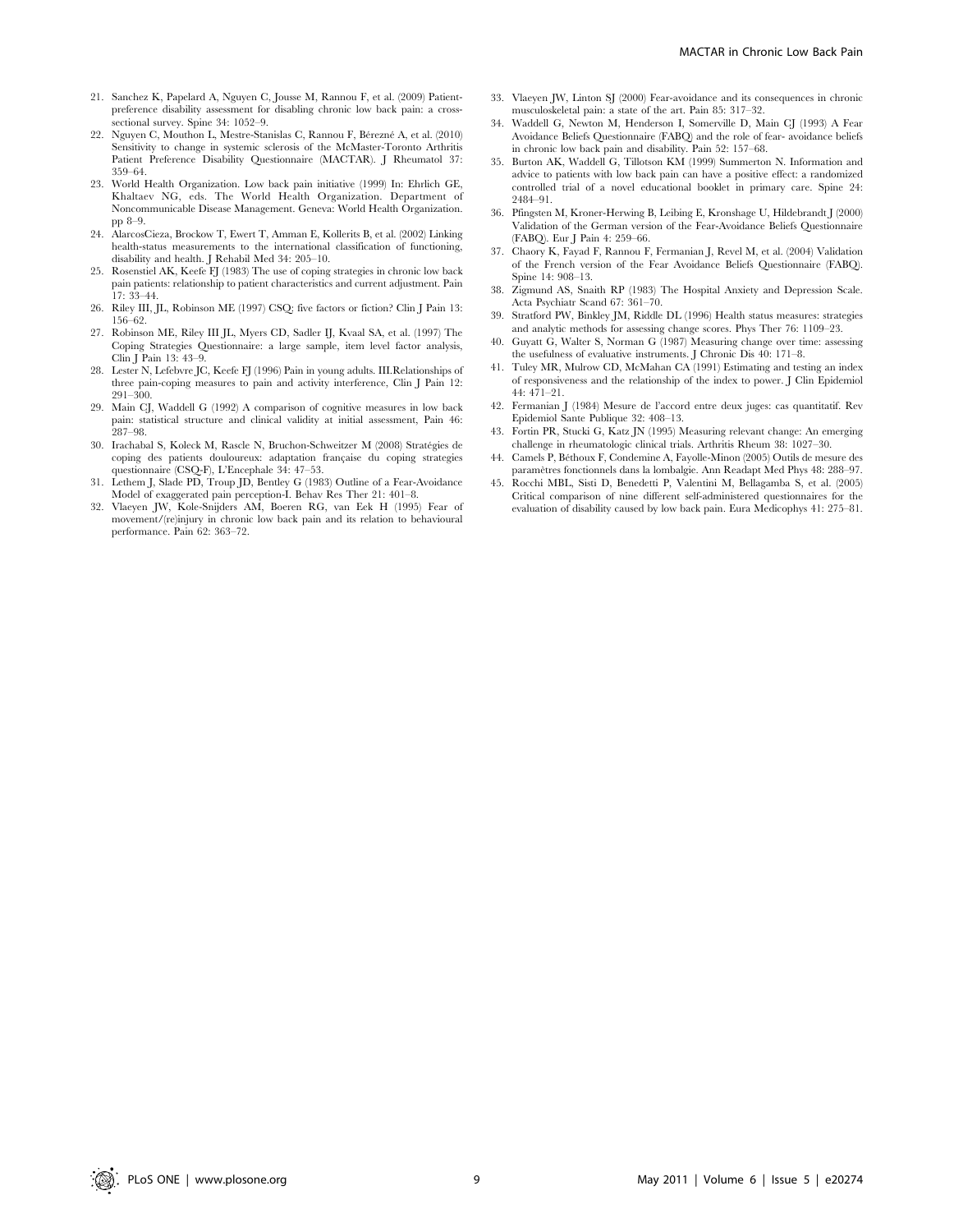21. Sanchez K, Papelard A, Nguyen C, Jousse M, Rannou F, et al. (2009) Patient-preference disability assessment for disabling chronic low back pain: a cross-sectional survey. Spine 34: 1052–9.
22. Nguyen C, Mouthon L, Mestre-Stanislas C, Rannou F, Bérezné A, et al. (2010) Sensitivity to change in systemic sclerosis of the McMaster-Toronto Arthritis Patient Preference Disability Questionnaire (MACTAR). J Rheumatol 37: 359–64.
23. World Health Organization. Low back pain initiative (1999) In: Ehrlich GE, Khaltaev NG, eds. The World Health Organization. Department of Noncommunicable Disease Management. Geneva: World Health Organization. pp 8–9.
24. AlarcosCieza, Brockow T, Ewert T, Amman E, Kollerits B, et al. (2002) Linking health-status measurements to the international classification of functioning, disability and health. J Rehabil Med 34: 205–10.
25. Rosenstiel AK, Keefe FJ (1983) The use of coping strategies in chronic low back pain patients: relationship to patient characteristics and current adjustment. Pain 17: 33–44.
26. Riley III, JL, Robinson ME (1997) CSQ: five factors or fiction? Clin J Pain 13: 156–62.
27. Robinson ME, Riley III JL, Myers CD, Sadler IJ, Kvaal SA, et al. (1997) The Coping Strategies Questionnaire: a large sample, item level factor analysis, Clin J Pain 13: 43–9.
28. Lester N, Lefebvre JC, Keefe FJ (1996) Pain in young adults. III.Relationships of three pain-coping measures to pain and activity interference, Clin J Pain 12: 291–300.
29. Main CJ, Waddell G (1992) A comparison of cognitive measures in low back pain: statistical structure and clinical validity at initial assessment, Pain 46: 287–98.
30. Irachabal S, Koleck M, Rascle N, Bruchon-Schweitzer M (2008) Stratégies de coping des patients douloureux: adaptation française du coping strategies questionnaire (CSQ-F), L'Encephale 34: 47–53.
31. Lethem J, Slade PD, Troup JD, Bentley G (1983) Outline of a Fear-Avoidance Model of exaggerated pain perception-I. Behav Res Ther 21: 401–8.
32. Vlaeyen JW, Kole-Snijders AM, Boeren RG, van Eek H (1995) Fear of movement/(re)injury in chronic low back pain and its relation to behavioural performance. Pain 62: 363–72.
33. Vlaeyen JW, Linton SJ (2000) Fear-avoidance and its consequences in chronic musculoskeletal pain: a state of the art. Pain 85: 317–32.
34. Waddell G, Newton M, Henderson I, Somerville D, Main CJ (1993) A Fear Avoidance Beliefs Questionnaire (FABQ) and the role of fear- avoidance beliefs in chronic low back pain and disability. Pain 52: 157–68.
35. Burton AK, Waddell G, Tillotson KM (1999) Summerton N. Information and advice to patients with low back pain can have a positive effect: a randomized controlled trial of a novel educational booklet in primary care. Spine 24: 2484–91.
36. Pfingsten M, Kroner-Herwing B, Leibing E, Kronshage U, Hildebrandt J (2000) Validation of the German version of the Fear-Avoidance Beliefs Questionnaire (FABQ). Eur J Pain 4: 259–66.
37. Chaory K, Fayad F, Rannou F, Fermanian J, Revel M, et al. (2004) Validation of the French version of the Fear Avoidance Beliefs Questionnaire (FABQ). Spine 14: 908–13.
38. Zigmund AS, Snaith RP (1983) The Hospital Anxiety and Depression Scale. Acta Psychiatr Scand 67: 361–70.
39. Stratford PW, Binkley JM, Riddle DL (1996) Health status measures: strategies and analytic methods for assessing change scores. Phys Ther 76: 1109–23.
40. Guyatt G, Walter S, Norman G (1987) Measuring change over time: assessing the usefulness of evaluative instruments. J Chronic Dis 40: 171–8.
41. Tuley MR, Mulrow CD, McMahan CA (1991) Estimating and testing an index of responsiveness and the relationship of the index to power. J Clin Epidemiol 44: 471–21.
42. Fermanian J (1984) Mesure de l'accord entre deux juges: cas quantitatif. Rev Epidemiol Sante Publique 32: 408–13.
43. Fortin PR, Stucki G, Katz JN (1995) Measuring relevant change: An emerging challenge in rheumatologic clinical trials. Arthritis Rheum 38: 1027–30.
44. Camels P, Béthoux F, Condemine A, Fayolle-Minon (2005) Outils de mesure des paramètres fonctionnels dans la lombalgie. Ann Readapt Med Phys 48: 288–97.
45. Rocchi MBL, Sisti D, Benedetti P, Valentini M, Bellagamba S, et al. (2005) Critical comparison of nine different self-administered questionnaires for the evaluation of disability caused by low back pain. Eura Medicophys 41: 275–81.